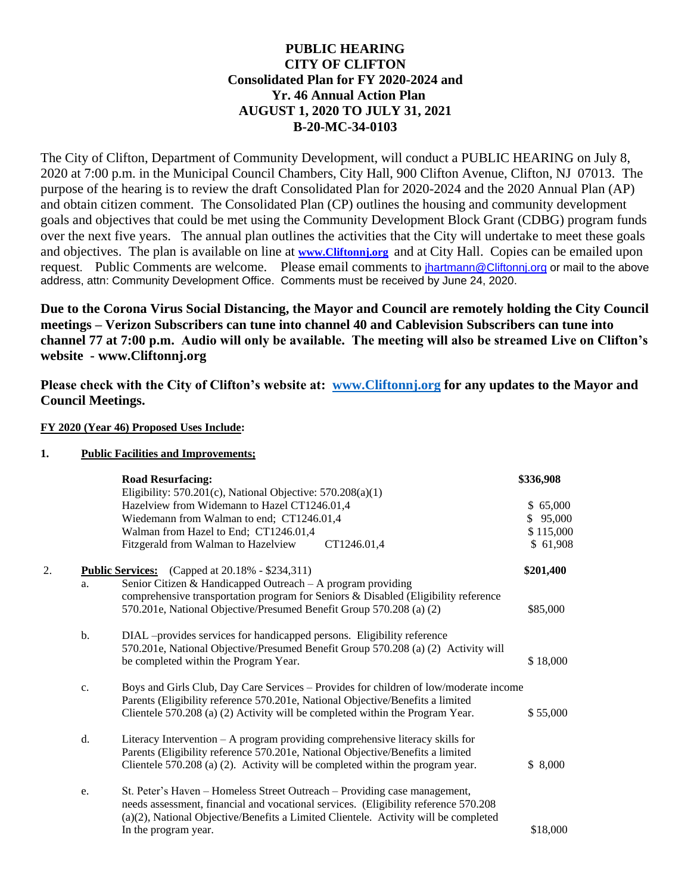# PUBLIC HEARING
# CITY OF CLIFTON
## Consolidated Plan for FY 2020-2024 and
## Yr. 46 Annual Action Plan
## AUGUST 1, 2020 TO JULY 31, 2021
## B-20-MC-34-0103

The City of Clifton, Department of Community Development, will conduct a PUBLIC HEARING on July 8, 2020 at 7:00 p.m. in the Municipal Council Chambers, City Hall, 900 Clifton Avenue, Clifton, NJ 07013. The purpose of the hearing is to review the draft Consolidated Plan for 2020-2024 and the 2020 Annual Plan (AP) and obtain citizen comment. The Consolidated Plan (CP) outlines the housing and community development goals and objectives that could be met using the Community Development Block Grant (CDBG) program funds over the next five years. The annual plan outlines the activities that the City will undertake to meet these goals and objectives. The plan is available on line at **www.Cliftonnj.org** and at City Hall. Copies can be emailed upon request. Public Comments are welcome. Please email comments to jhartmann@Cliftonnj.org or mail to the above address, attn: Community Development Office. Comments must be received by June 24, 2020.

**Due to the Corona Virus Social Distancing, the Mayor and Council are remotely holding the City Council meetings – Verizon Subscribers can tune into channel 40 and Cablevision Subscribers can tune into channel 77 at 7:00 p.m. Audio will only be available. The meeting will also be streamed Live on Clifton's website - www.Cliftonnj.org**

**Please check with the City of Clifton's website at: www.Cliftonnj.org for any updates to the Mayor and Council Meetings.**

**FY 2020 (Year 46) Proposed Uses Include:**

**1. Public Facilities and Improvements;**

| | |
|---|---|
| **Road Resurfacing:** | **$336,908** |
| Eligibility: 570.201(c), National Objective: 570.208(a)(1) | |
| Hazelview from Widemann to Hazel CT1246.01,4 | $ 65,000 |
| Wiedemann from Walman to end; CT1246.01,4 | $ 95,000 |
| Walman from Hazel to End; CT1246.01,4 | $ 115,000 |
| Fitzgerald from Walman to Hazelview CT1246.01,4 | $ 61,908 |

**2. Public Services:** (Capped at 20.18% - $234,311) **$201,400**

a. Senior Citizen & Handicapped Outreach – A program providing comprehensive transportation program for Seniors & Disabled (Eligibility reference 570.201e, National Objective/Presumed Benefit Group 570.208 (a) (2) — $85,000

b. DIAL –provides services for handicapped persons. Eligibility reference 570.201e, National Objective/Presumed Benefit Group 570.208 (a) (2) Activity will be completed within the Program Year. — $ 18,000

c. Boys and Girls Club, Day Care Services – Provides for children of low/moderate income Parents (Eligibility reference 570.201e, National Objective/Benefits a limited Clientele 570.208 (a) (2) Activity will be completed within the Program Year. — $ 55,000

d. Literacy Intervention – A program providing comprehensive literacy skills for Parents (Eligibility reference 570.201e, National Objective/Benefits a limited Clientele 570.208 (a) (2). Activity will be completed within the program year. — $ 8,000

e. St. Peter's Haven – Homeless Street Outreach – Providing case management, needs assessment, financial and vocational services. (Eligibility reference 570.208 (a)(2), National Objective/Benefits a Limited Clientele. Activity will be completed In the program year. — $18,000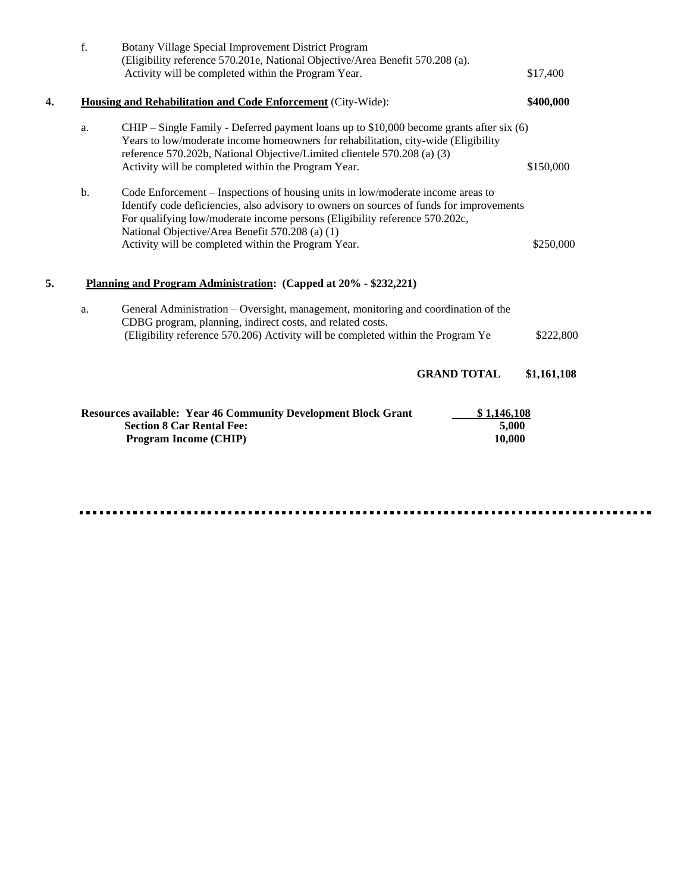f. Botany Village Special Improvement District Program (Eligibility reference 570.201e, National Objective/Area Benefit 570.208 (a). Activity will be completed within the Program Year. $17,400

**4. Housing and Rehabilitation and Code Enforcement (City-Wide): $400,000**

a. CHIP – Single Family - Deferred payment loans up to $10,000 become grants after six (6) Years to low/moderate income homeowners for rehabilitation, city-wide (Eligibility reference 570.202b, National Objective/Limited clientele 570.208 (a) (3) Activity will be completed within the Program Year. $150,000

b. Code Enforcement – Inspections of housing units in low/moderate income areas to Identify code deficiencies, also advisory to owners on sources of funds for improvements For qualifying low/moderate income persons (Eligibility reference 570.202c, National Objective/Area Benefit 570.208 (a) (1) Activity will be completed within the Program Year. $250,000

**5. Planning and Program Administration: (Capped at 20% - $232,221)**

a. General Administration – Oversight, management, monitoring and coordination of the CDBG program, planning, indirect costs, and related costs. (Eligibility reference 570.206) Activity will be completed within the Program Ye $222,800

**GRAND TOTAL $1,161,108**

| | |
|---|---|
| **Resources available: Year 46 Community Development Block Grant** | **$ 1,146,108** |
| **Section 8 Car Rental Fee:** | **5,000** |
| **Program Income (CHIP)** | **10,000** |